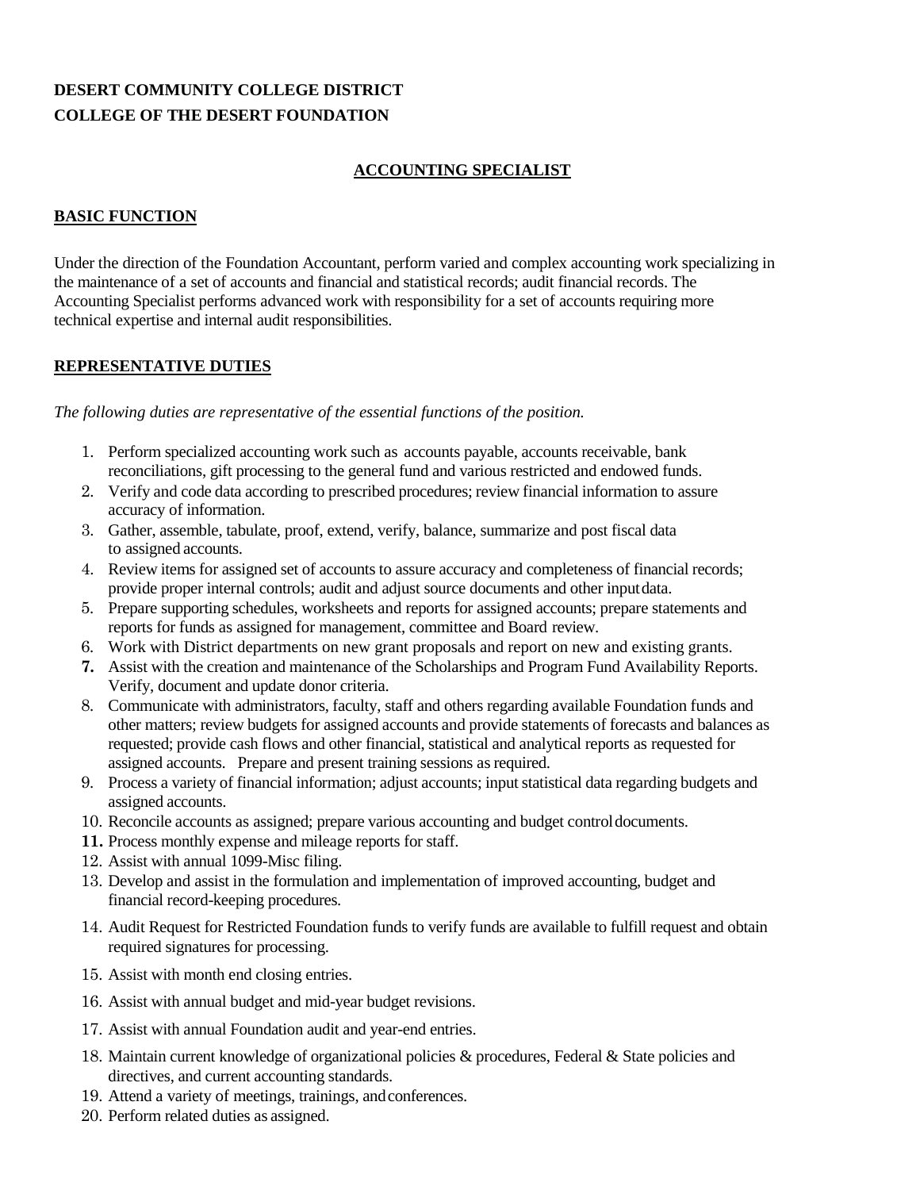**DESERT COMMUNITY COLLEGE DISTRICT**
**COLLEGE OF THE DESERT FOUNDATION**

# ACCOUNTING SPECIALIST

## BASIC FUNCTION

Under the direction of the Foundation Accountant, perform varied and complex accounting work specializing in the maintenance of a set of accounts and financial and statistical records; audit financial records. The Accounting Specialist performs advanced work with responsibility for a set of accounts requiring more technical expertise and internal audit responsibilities.

## REPRESENTATIVE DUTIES

*The following duties are representative of the essential functions of the position.*

1. Perform specialized accounting work such as accounts payable, accounts receivable, bank reconciliations, gift processing to the general fund and various restricted and endowed funds.
2. Verify and code data according to prescribed procedures; review financial information to assure accuracy of information.
3. Gather, assemble, tabulate, proof, extend, verify, balance, summarize and post fiscal data to assigned accounts.
4. Review items for assigned set of accounts to assure accuracy and completeness of financial records; provide proper internal controls; audit and adjust source documents and other input data.
5. Prepare supporting schedules, worksheets and reports for assigned accounts; prepare statements and reports for funds as assigned for management, committee and Board review.
6. Work with District departments on new grant proposals and report on new and existing grants.
7. Assist with the creation and maintenance of the Scholarships and Program Fund Availability Reports. Verify, document and update donor criteria.
8. Communicate with administrators, faculty, staff and others regarding available Foundation funds and other matters; review budgets for assigned accounts and provide statements of forecasts and balances as requested; provide cash flows and other financial, statistical and analytical reports as requested for assigned accounts. Prepare and present training sessions as required.
9. Process a variety of financial information; adjust accounts; input statistical data regarding budgets and assigned accounts.
10. Reconcile accounts as assigned; prepare various accounting and budget control documents.
11. Process monthly expense and mileage reports for staff.
12. Assist with annual 1099-Misc filing.
13. Develop and assist in the formulation and implementation of improved accounting, budget and financial record-keeping procedures.
14. Audit Request for Restricted Foundation funds to verify funds are available to fulfill request and obtain required signatures for processing.
15. Assist with month end closing entries.
16. Assist with annual budget and mid-year budget revisions.
17. Assist with annual Foundation audit and year-end entries.
18. Maintain current knowledge of organizational policies & procedures, Federal & State policies and directives, and current accounting standards.
19. Attend a variety of meetings, trainings, and conferences.
20. Perform related duties as assigned.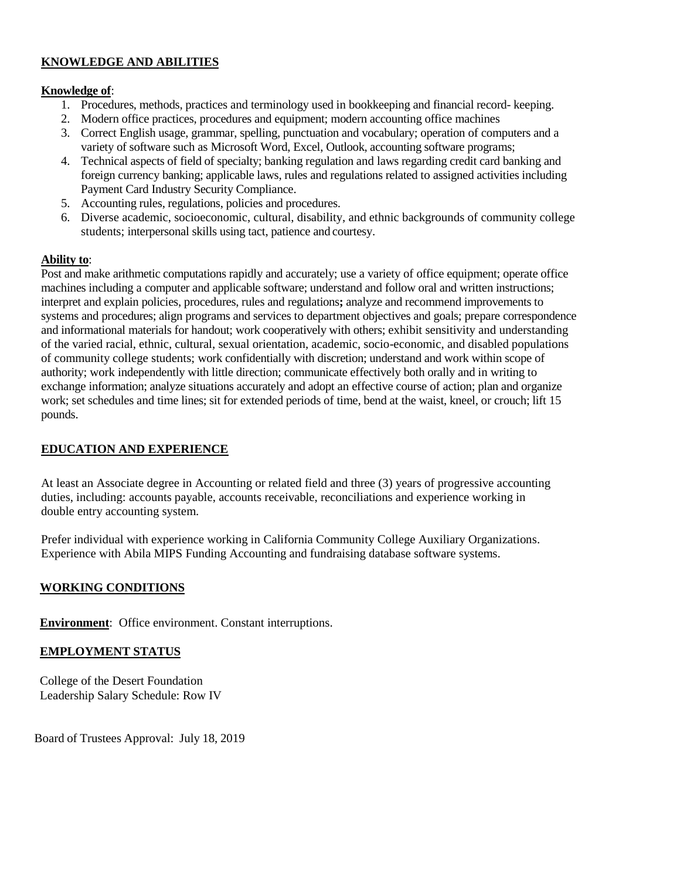## KNOWLEDGE AND ABILITIES

**Knowledge of**:

1. Procedures, methods, practices and terminology used in bookkeeping and financial record- keeping.
2. Modern office practices, procedures and equipment; modern accounting office machines
3. Correct English usage, grammar, spelling, punctuation and vocabulary; operation of computers and a variety of software such as Microsoft Word, Excel, Outlook, accounting software programs;
4. Technical aspects of field of specialty; banking regulation and laws regarding credit card banking and foreign currency banking; applicable laws, rules and regulations related to assigned activities including Payment Card Industry Security Compliance.
5. Accounting rules, regulations, policies and procedures.
6. Diverse academic, socioeconomic, cultural, disability, and ethnic backgrounds of community college students; interpersonal skills using tact, patience and courtesy.

**Ability to**:

Post and make arithmetic computations rapidly and accurately; use a variety of office equipment; operate office machines including a computer and applicable software; understand and follow oral and written instructions; interpret and explain policies, procedures, rules and regulations**;** analyze and recommend improvements to systems and procedures; align programs and services to department objectives and goals; prepare correspondence and informational materials for handout; work cooperatively with others; exhibit sensitivity and understanding of the varied racial, ethnic, cultural, sexual orientation, academic, socio-economic, and disabled populations of community college students; work confidentially with discretion; understand and work within scope of authority; work independently with little direction; communicate effectively both orally and in writing to exchange information; analyze situations accurately and adopt an effective course of action; plan and organize work; set schedules and time lines; sit for extended periods of time, bend at the waist, kneel, or crouch; lift 15 pounds.

## EDUCATION AND EXPERIENCE

At least an Associate degree in Accounting or related field and three (3) years of progressive accounting duties, including: accounts payable, accounts receivable, reconciliations and experience working in double entry accounting system.

Prefer individual with experience working in California Community College Auxiliary Organizations. Experience with Abila MIPS Funding Accounting and fundraising database software systems.

## WORKING CONDITIONS

**Environment**: Office environment. Constant interruptions.

## EMPLOYMENT STATUS

College of the Desert Foundation
Leadership Salary Schedule: Row IV

Board of Trustees Approval: July 18, 2019